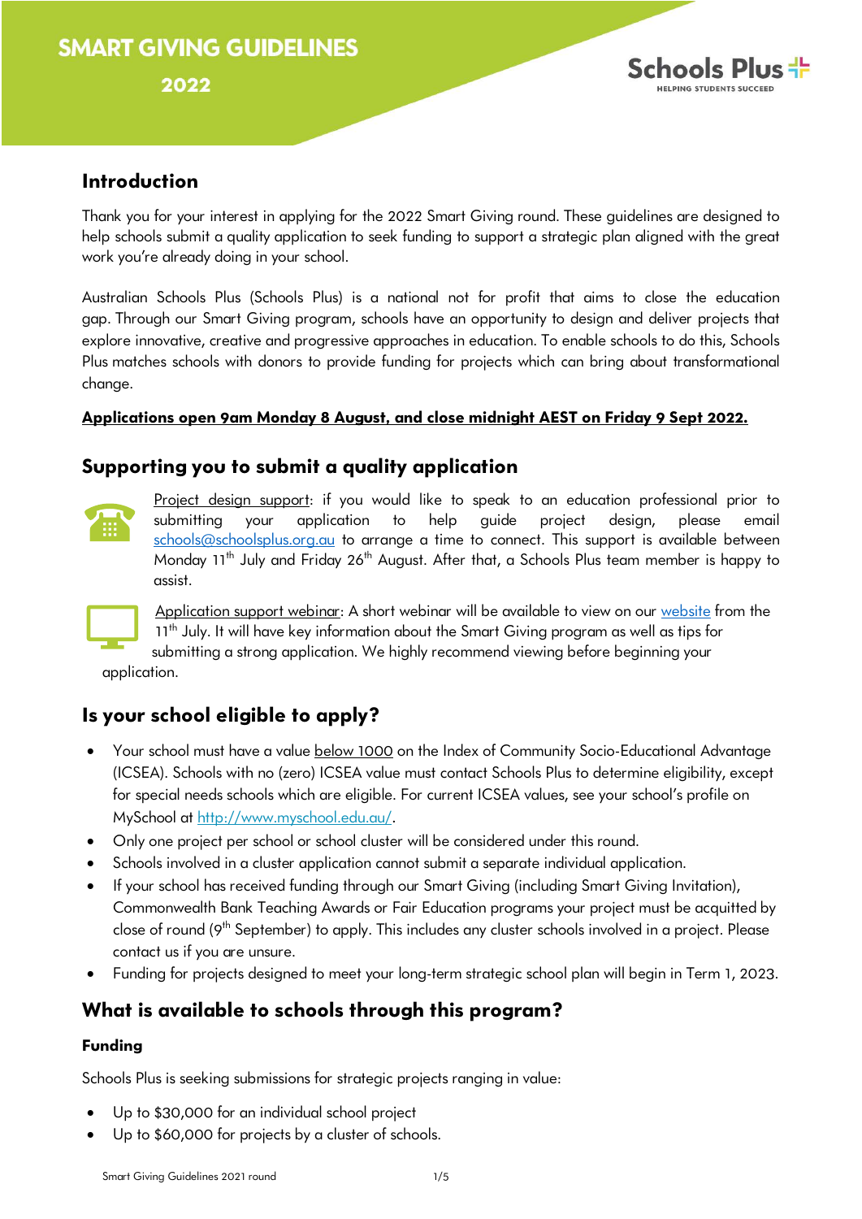# SMART GIVING GUIDELINES

## 2022

Schools Plus
HELPING STUDENTS SUCCEED

## Introduction

Thank you for your interest in applying for the 2022 Smart Giving round. These guidelines are designed to help schools submit a quality application to seek funding to support a strategic plan aligned with the great work you're already doing in your school.

Australian Schools Plus (Schools Plus) is a national not for profit that aims to close the education gap. Through our Smart Giving program, schools have an opportunity to design and deliver projects that explore innovative, creative and progressive approaches in education. To enable schools to do this, Schools Plus matches schools with donors to provide funding for projects which can bring about transformational change.

**Applications open 9am Monday 8 August, and close midnight AEST on Friday 9 Sept 2022.**

## Supporting you to submit a quality application

Project design support: if you would like to speak to an education professional prior to submitting your application to help guide project design, please email schools@schoolsplus.org.au to arrange a time to connect. This support is available between Monday 11th July and Friday 26th August. After that, a Schools Plus team member is happy to assist.

Application support webinar: A short webinar will be available to view on our website from the 11th July. It will have key information about the Smart Giving program as well as tips for submitting a strong application. We highly recommend viewing before beginning your application.

## Is your school eligible to apply?

- Your school must have a value below 1000 on the Index of Community Socio-Educational Advantage (ICSEA). Schools with no (zero) ICSEA value must contact Schools Plus to determine eligibility, except for special needs schools which are eligible. For current ICSEA values, see your school's profile on MySchool at http://www.myschool.edu.au/.
- Only one project per school or school cluster will be considered under this round.
- Schools involved in a cluster application cannot submit a separate individual application.
- If your school has received funding through our Smart Giving (including Smart Giving Invitation), Commonwealth Bank Teaching Awards or Fair Education programs your project must be acquitted by close of round (9th September) to apply. This includes any cluster schools involved in a project. Please contact us if you are unsure.
- Funding for projects designed to meet your long-term strategic school plan will begin in Term 1, 2023.

## What is available to schools through this program?

### Funding

Schools Plus is seeking submissions for strategic projects ranging in value:

- Up to $30,000 for an individual school project
- Up to $60,000 for projects by a cluster of schools.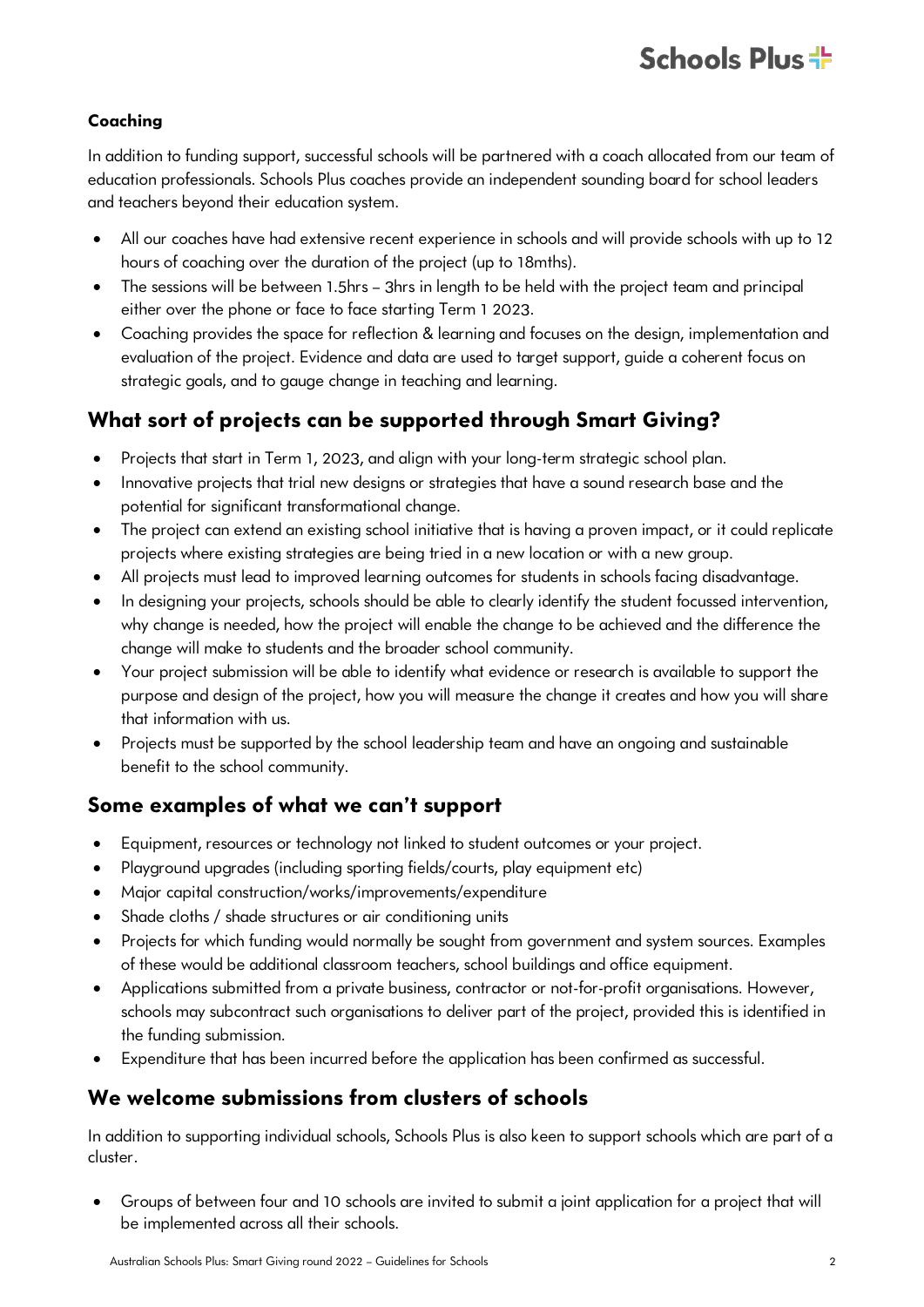**Coaching**

In addition to funding support, successful schools will be partnered with a coach allocated from our team of education professionals. Schools Plus coaches provide an independent sounding board for school leaders and teachers beyond their education system.

- All our coaches have had extensive recent experience in schools and will provide schools with up to 12 hours of coaching over the duration of the project (up to 18mths).
- The sessions will be between 1.5hrs – 3hrs in length to be held with the project team and principal either over the phone or face to face starting Term 1 2023.
- Coaching provides the space for reflection & learning and focuses on the design, implementation and evaluation of the project. Evidence and data are used to target support, guide a coherent focus on strategic goals, and to gauge change in teaching and learning.

## What sort of projects can be supported through Smart Giving?

- Projects that start in Term 1, 2023, and align with your long-term strategic school plan.
- Innovative projects that trial new designs or strategies that have a sound research base and the potential for significant transformational change.
- The project can extend an existing school initiative that is having a proven impact, or it could replicate projects where existing strategies are being tried in a new location or with a new group.
- All projects must lead to improved learning outcomes for students in schools facing disadvantage.
- In designing your projects, schools should be able to clearly identify the student focussed intervention, why change is needed, how the project will enable the change to be achieved and the difference the change will make to students and the broader school community.
- Your project submission will be able to identify what evidence or research is available to support the purpose and design of the project, how you will measure the change it creates and how you will share that information with us.
- Projects must be supported by the school leadership team and have an ongoing and sustainable benefit to the school community.

## Some examples of what we can't support

- Equipment, resources or technology not linked to student outcomes or your project.
- Playground upgrades (including sporting fields/courts, play equipment etc)
- Major capital construction/works/improvements/expenditure
- Shade cloths / shade structures or air conditioning units
- Projects for which funding would normally be sought from government and system sources. Examples of these would be additional classroom teachers, school buildings and office equipment.
- Applications submitted from a private business, contractor or not-for-profit organisations. However, schools may subcontract such organisations to deliver part of the project, provided this is identified in the funding submission.
- Expenditure that has been incurred before the application has been confirmed as successful.

## We welcome submissions from clusters of schools

In addition to supporting individual schools, Schools Plus is also keen to support schools which are part of a cluster.

- Groups of between four and 10 schools are invited to submit a joint application for a project that will be implemented across all their schools.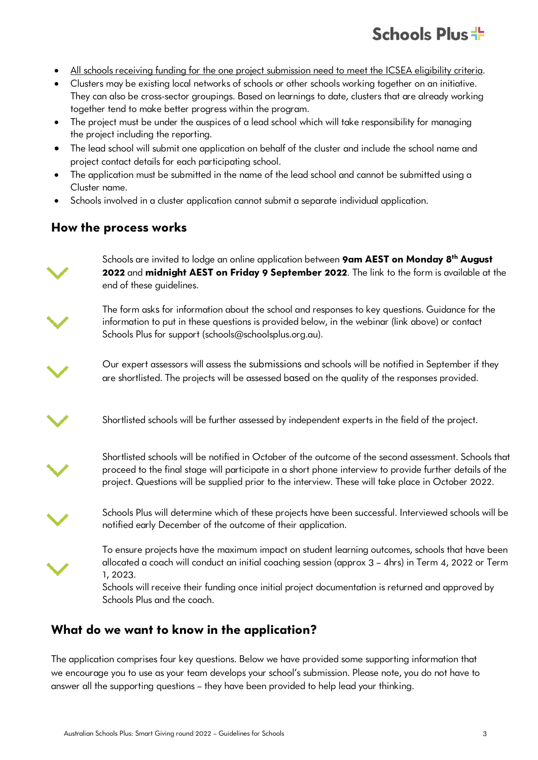- <u>All schools receiving funding for the one project submission need to meet the ICSEA eligibility criteria</u>.
- Clusters may be existing local networks of schools or other schools working together on an initiative. They can also be cross-sector groupings. Based on learnings to date, clusters that are already working together tend to make better progress within the program.
- The project must be under the auspices of a lead school which will take responsibility for managing the project including the reporting.
- The lead school will submit one application on behalf of the cluster and include the school name and project contact details for each participating school.
- The application must be submitted in the name of the lead school and cannot be submitted using a Cluster name.
- Schools involved in a cluster application cannot submit a separate individual application.

## How the process works

- Schools are invited to lodge an online application between **9am AEST on Monday 8th August 2022** and **midnight AEST on Friday 9 September 2022**. The link to the form is available at the end of these guidelines.
- The form asks for information about the school and responses to key questions. Guidance for the information to put in these questions is provided below, in the webinar (link above) or contact Schools Plus for support (schools@schoolsplus.org.au).
- Our expert assessors will assess the submissions and schools will be notified in September if they are shortlisted. The projects will be assessed based on the quality of the responses provided.
- Shortlisted schools will be further assessed by independent experts in the field of the project.
- Shortlisted schools will be notified in October of the outcome of the second assessment. Schools that proceed to the final stage will participate in a short phone interview to provide further details of the project. Questions will be supplied prior to the interview. These will take place in October 2022.
- Schools Plus will determine which of these projects have been successful. Interviewed schools will be notified early December of the outcome of their application.
- To ensure projects have the maximum impact on student learning outcomes, schools that have been allocated a coach will conduct an initial coaching session (approx 3 – 4hrs) in Term 4, 2022 or Term 1, 2023.
  Schools will receive their funding once initial project documentation is returned and approved by Schools Plus and the coach.

## What do we want to know in the application?

The application comprises four key questions. Below we have provided some supporting information that we encourage you to use as your team develops your school's submission. Please note, you do not have to answer all the supporting questions – they have been provided to help lead your thinking.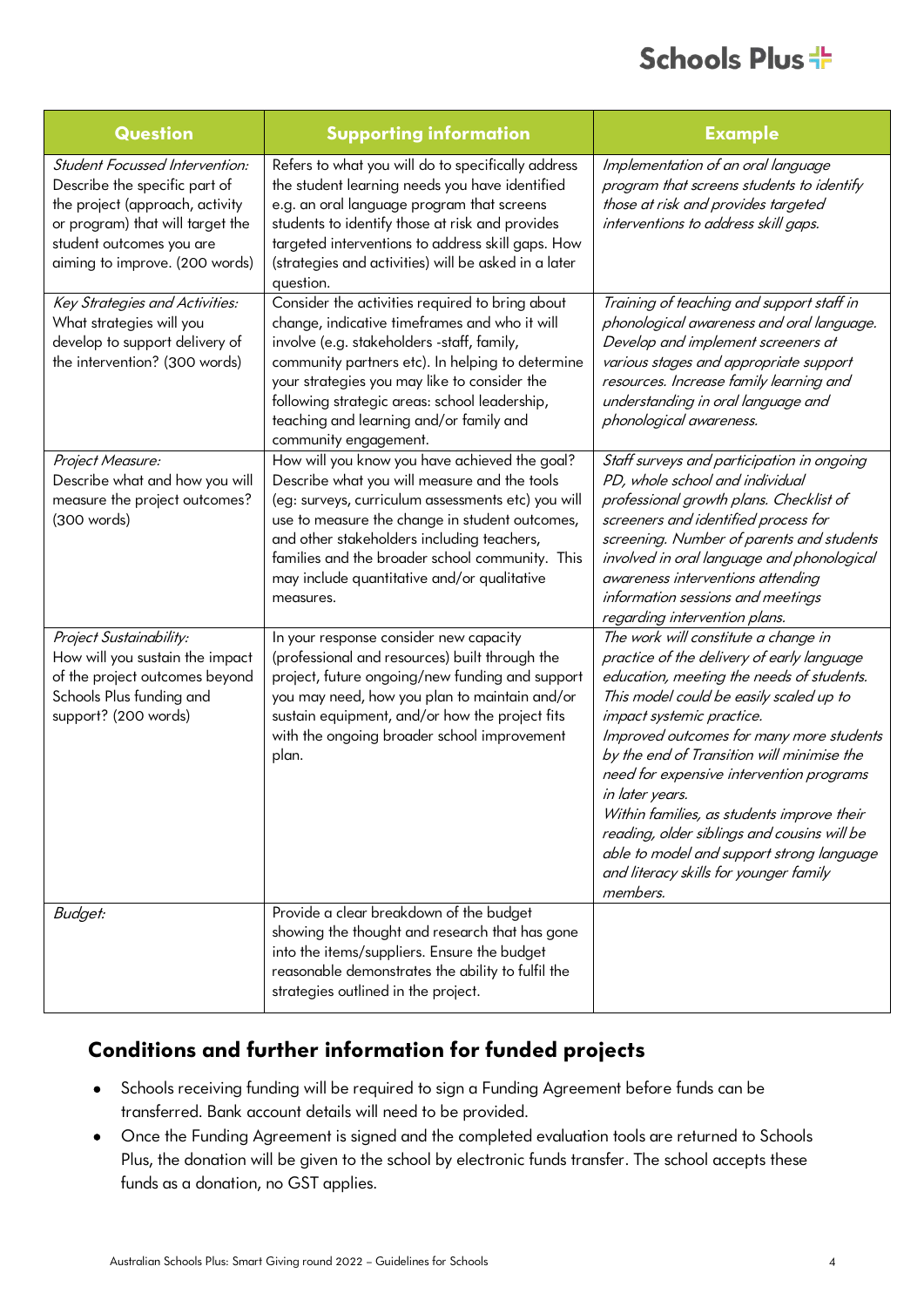| Question | Supporting information | Example |
| --- | --- | --- |
| *Student Focussed Intervention:* Describe the specific part of the project (approach, activity or program) that will target the student outcomes you are aiming to improve. (200 words) | Refers to what you will do to specifically address the student learning needs you have identified e.g. an oral language program that screens students to identify those at risk and provides targeted interventions to address skill gaps. How (strategies and activities) will be asked in a later question. | *Implementation of an oral language program that screens students to identify those at risk and provides targeted interventions to address skill gaps.* |
| *Key Strategies and Activities:* What strategies will you develop to support delivery of the intervention? (300 words) | Consider the activities required to bring about change, indicative timeframes and who it will involve (e.g. stakeholders -staff, family, community partners etc). In helping to determine your strategies you may like to consider the following strategic areas: school leadership, teaching and learning and/or family and community engagement. | *Training of teaching and support staff in phonological awareness and oral language. Develop and implement screeners at various stages and appropriate support resources. Increase family learning and understanding in oral language and phonological awareness.* |
| *Project Measure:* Describe what and how you will measure the project outcomes? (300 words) | How will you know you have achieved the goal? Describe what you will measure and the tools (eg: surveys, curriculum assessments etc) you will use to measure the change in student outcomes, and other stakeholders including teachers, families and the broader school community. This may include quantitative and/or qualitative measures. | *Staff surveys and participation in ongoing PD, whole school and individual professional growth plans. Checklist of screeners and identified process for screening. Number of parents and students involved in oral language and phonological awareness interventions attending information sessions and meetings regarding intervention plans.* |
| *Project Sustainability:* How will you sustain the impact of the project outcomes beyond Schools Plus funding and support? (200 words) | In your response consider new capacity (professional and resources) built through the project, future ongoing/new funding and support you may need, how you plan to maintain and/or sustain equipment, and/or how the project fits with the ongoing broader school improvement plan. | *The work will constitute a change in practice of the delivery of early language education, meeting the needs of students. This model could be easily scaled up to impact systemic practice.*<br>*Improved outcomes for many more students by the end of Transition will minimise the need for expensive intervention programs in later years.*<br>*Within families, as students improve their reading, older siblings and cousins will be able to model and support strong language and literacy skills for younger family members.* |
| *Budget:* | Provide a clear breakdown of the budget showing the thought and research that has gone into the items/suppliers. Ensure the budget reasonable demonstrates the ability to fulfil the strategies outlined in the project. | |

## Conditions and further information for funded projects

- Schools receiving funding will be required to sign a Funding Agreement before funds can be transferred. Bank account details will need to be provided.
- Once the Funding Agreement is signed and the completed evaluation tools are returned to Schools Plus, the donation will be given to the school by electronic funds transfer. The school accepts these funds as a donation, no GST applies.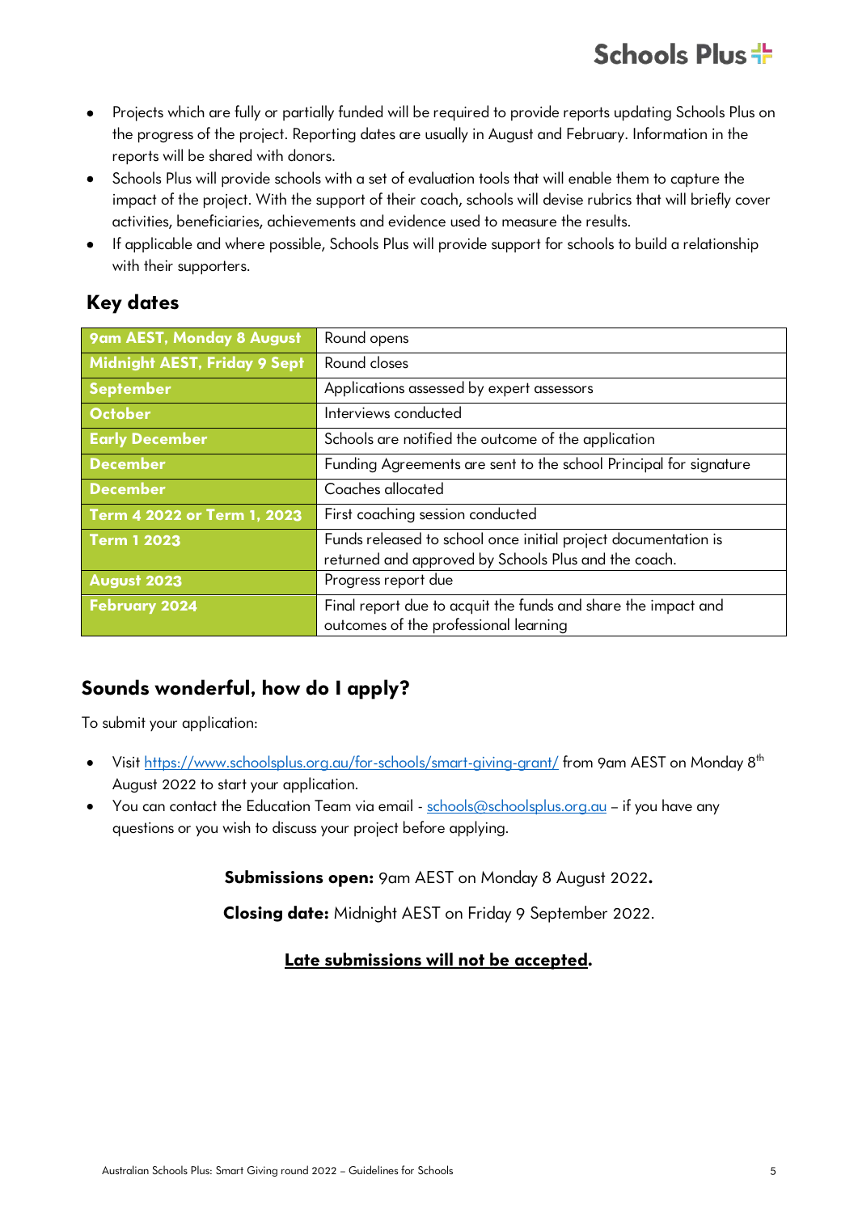- Projects which are fully or partially funded will be required to provide reports updating Schools Plus on the progress of the project. Reporting dates are usually in August and February. Information in the reports will be shared with donors.
- Schools Plus will provide schools with a set of evaluation tools that will enable them to capture the impact of the project. With the support of their coach, schools will devise rubrics that will briefly cover activities, beneficiaries, achievements and evidence used to measure the results.
- If applicable and where possible, Schools Plus will provide support for schools to build a relationship with their supporters.

## Key dates

| | |
|---|---|
| **9am AEST, Monday 8 August** | Round opens |
| **Midnight AEST, Friday 9 Sept** | Round closes |
| **September** | Applications assessed by expert assessors |
| **October** | Interviews conducted |
| **Early December** | Schools are notified the outcome of the application |
| **December** | Funding Agreements are sent to the school Principal for signature |
| **December** | Coaches allocated |
| **Term 4 2022 or Term 1, 2023** | First coaching session conducted |
| **Term 1 2023** | Funds released to school once initial project documentation is returned and approved by Schools Plus and the coach. |
| **August 2023** | Progress report due |
| **February 2024** | Final report due to acquit the funds and share the impact and outcomes of the professional learning |

## Sounds wonderful, how do I apply?

To submit your application:

- Visit https://www.schoolsplus.org.au/for-schools/smart-giving-grant/ from 9am AEST on Monday 8th August 2022 to start your application.
- You can contact the Education Team via email - schools@schoolsplus.org.au – if you have any questions or you wish to discuss your project before applying.

**Submissions open:** 9am AEST on Monday 8 August 2022**.**

**Closing date:** Midnight AEST on Friday 9 September 2022.

**Late submissions will not be accepted.**